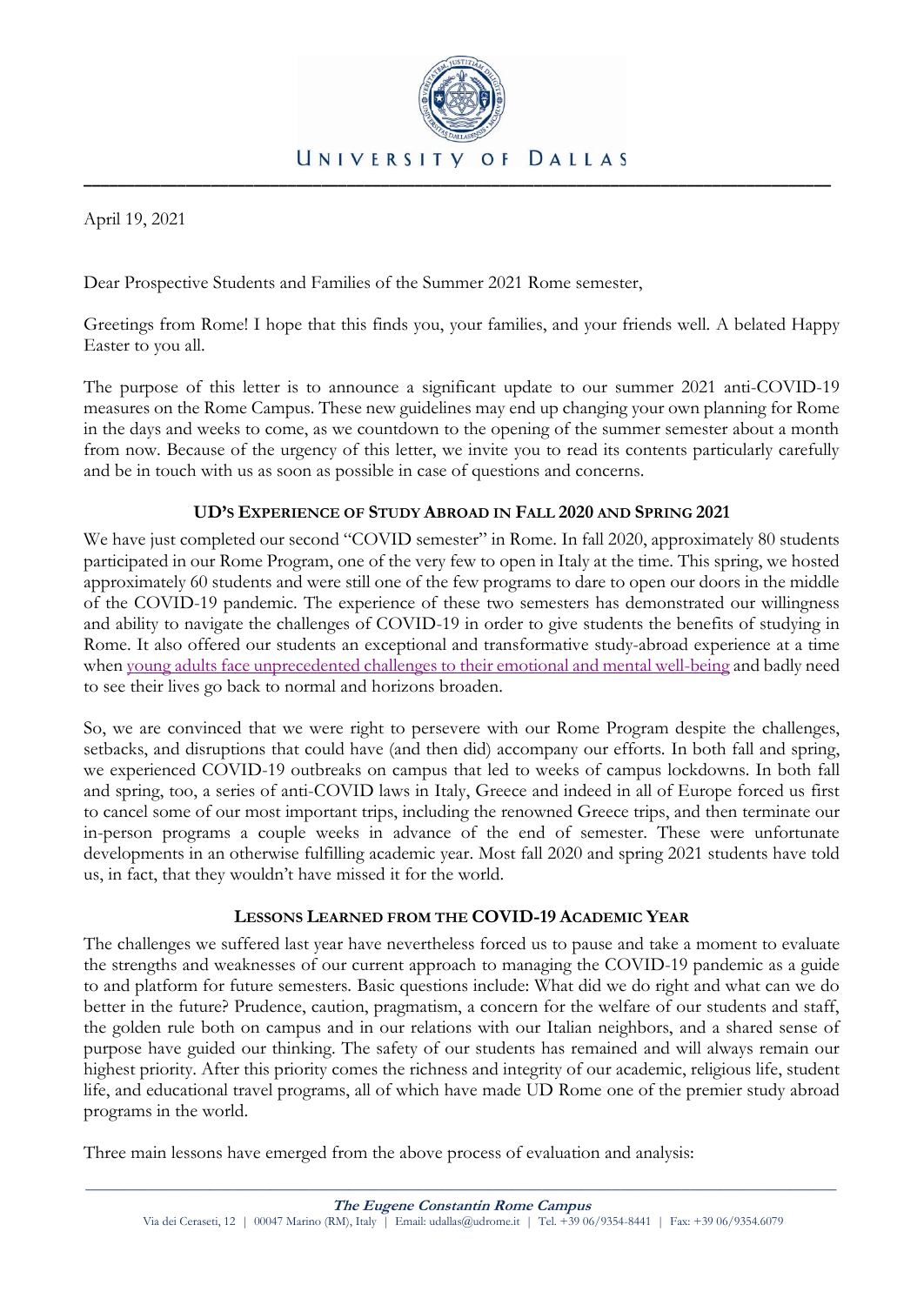UNIVERSITY OF DALLAS

April 19, 2021

Dear Prospective Students and Families of the Summer 2021 Rome semester,

Greetings from Rome! I hope that this finds you, your families, and your friends well. A belated Happy Easter to you all.

The purpose of this letter is to announce a significant update to our summer 2021 anti-COVID-19 measures on the Rome Campus. These new guidelines may end up changing your own planning for Rome in the days and weeks to come, as we countdown to the opening of the summer semester about a month from now. Because of the urgency of this letter, we invite you to read its contents particularly carefully and be in touch with us as soon as possible in case of questions and concerns.

## UD'S EXPERIENCE OF STUDY ABROAD IN FALL 2020 AND SPRING 2021

We have just completed our second "COVID semester" in Rome. In fall 2020, approximately 80 students participated in our Rome Program, one of the very few to open in Italy at the time. This spring, we hosted approximately 60 students and were still one of the few programs to dare to open our doors in the middle of the COVID-19 pandemic. The experience of these two semesters has demonstrated our willingness and ability to navigate the challenges of COVID-19 in order to give students the benefits of studying in Rome. It also offered our students an exceptional and transformative study-abroad experience at a time when young adults face unprecedented challenges to their emotional and mental well-being and badly need to see their lives go back to normal and horizons broaden.

So, we are convinced that we were right to persevere with our Rome Program despite the challenges, setbacks, and disruptions that could have (and then did) accompany our efforts. In both fall and spring, we experienced COVID-19 outbreaks on campus that led to weeks of campus lockdowns. In both fall and spring, too, a series of anti-COVID laws in Italy, Greece and indeed in all of Europe forced us first to cancel some of our most important trips, including the renowned Greece trips, and then terminate our in-person programs a couple weeks in advance of the end of semester. These were unfortunate developments in an otherwise fulfilling academic year. Most fall 2020 and spring 2021 students have told us, in fact, that they wouldn't have missed it for the world.

## LESSONS LEARNED FROM THE COVID-19 ACADEMIC YEAR

The challenges we suffered last year have nevertheless forced us to pause and take a moment to evaluate the strengths and weaknesses of our current approach to managing the COVID-19 pandemic as a guide to and platform for future semesters. Basic questions include: What did we do right and what can we do better in the future? Prudence, caution, pragmatism, a concern for the welfare of our students and staff, the golden rule both on campus and in our relations with our Italian neighbors, and a shared sense of purpose have guided our thinking. The safety of our students has remained and will always remain our highest priority. After this priority comes the richness and integrity of our academic, religious life, student life, and educational travel programs, all of which have made UD Rome one of the premier study abroad programs in the world.

Three main lessons have emerged from the above process of evaluation and analysis: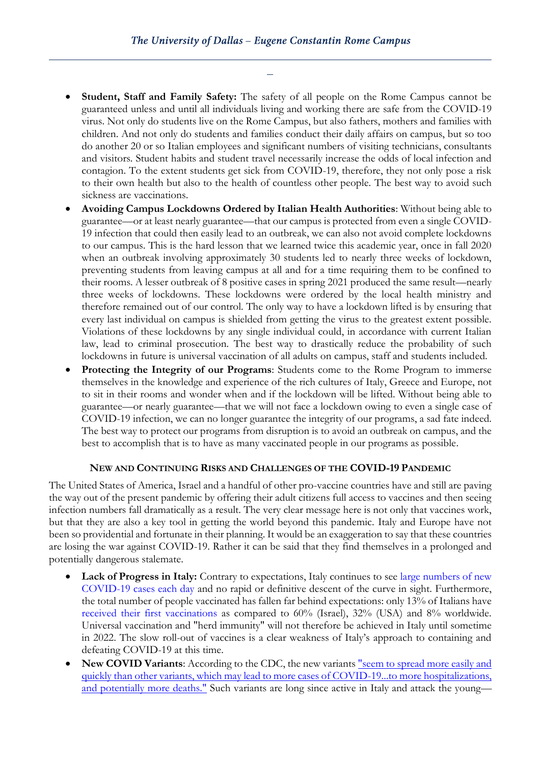- **Student, Staff and Family Safety:** The safety of all people on the Rome Campus cannot be guaranteed unless and until all individuals living and working there are safe from the COVID-19 virus. Not only do students live on the Rome Campus, but also fathers, mothers and families with children. And not only do students and families conduct their daily affairs on campus, but so too do another 20 or so Italian employees and significant numbers of visiting technicians, consultants and visitors. Student habits and student travel necessarily increase the odds of local infection and contagion. To the extent students get sick from COVID-19, therefore, they not only pose a risk to their own health but also to the health of countless other people. The best way to avoid such sickness are vaccinations.
- **Avoiding Campus Lockdowns Ordered by Italian Health Authorities**: Without being able to guarantee—or at least nearly guarantee—that our campus is protected from even a single COVID-19 infection that could then easily lead to an outbreak, we can also not avoid complete lockdowns to our campus. This is the hard lesson that we learned twice this academic year, once in fall 2020 when an outbreak involving approximately 30 students led to nearly three weeks of lockdown, preventing students from leaving campus at all and for a time requiring them to be confined to their rooms. A lesser outbreak of 8 positive cases in spring 2021 produced the same result—nearly three weeks of lockdowns. These lockdowns were ordered by the local health ministry and therefore remained out of our control. The only way to have a lockdown lifted is by ensuring that every last individual on campus is shielded from getting the virus to the greatest extent possible. Violations of these lockdowns by any single individual could, in accordance with current Italian law, lead to criminal prosecution. The best way to drastically reduce the probability of such lockdowns in future is universal vaccination of all adults on campus, staff and students included.
- **Protecting the Integrity of our Programs**: Students come to the Rome Program to immerse themselves in the knowledge and experience of the rich cultures of Italy, Greece and Europe, not to sit in their rooms and wonder when and if the lockdown will be lifted. Without being able to guarantee—or nearly guarantee—that we will not face a lockdown owing to even a single case of COVID-19 infection, we can no longer guarantee the integrity of our programs, a sad fate indeed. The best way to protect our programs from disruption is to avoid an outbreak on campus, and the best to accomplish that is to have as many vaccinated people in our programs as possible.

## NEW AND CONTINUING RISKS AND CHALLENGES OF THE COVID-19 PANDEMIC

The United States of America, Israel and a handful of other pro-vaccine countries have and still are paving the way out of the present pandemic by offering their adult citizens full access to vaccines and then seeing infection numbers fall dramatically as a result. The very clear message here is not only that vaccines work, but that they are also a key tool in getting the world beyond this pandemic. Italy and Europe have not been so providential and fortunate in their planning. It would be an exaggeration to say that these countries are losing the war against COVID-19. Rather it can be said that they find themselves in a prolonged and potentially dangerous stalemate.

- **Lack of Progress in Italy:** Contrary to expectations, Italy continues to see large numbers of new COVID-19 cases each day and no rapid or definitive descent of the curve in sight. Furthermore, the total number of people vaccinated has fallen far behind expectations: only 13% of Italians have received their first vaccinations as compared to 60% (Israel), 32% (USA) and 8% worldwide. Universal vaccination and "herd immunity" will not therefore be achieved in Italy until sometime in 2022. The slow roll-out of vaccines is a clear weakness of Italy's approach to containing and defeating COVID-19 at this time.
- **New COVID Variants**: According to the CDC, the new variants "seem to spread more easily and quickly than other variants, which may lead to more cases of COVID-19...to more hospitalizations, and potentially more deaths." Such variants are long since active in Italy and attack the young—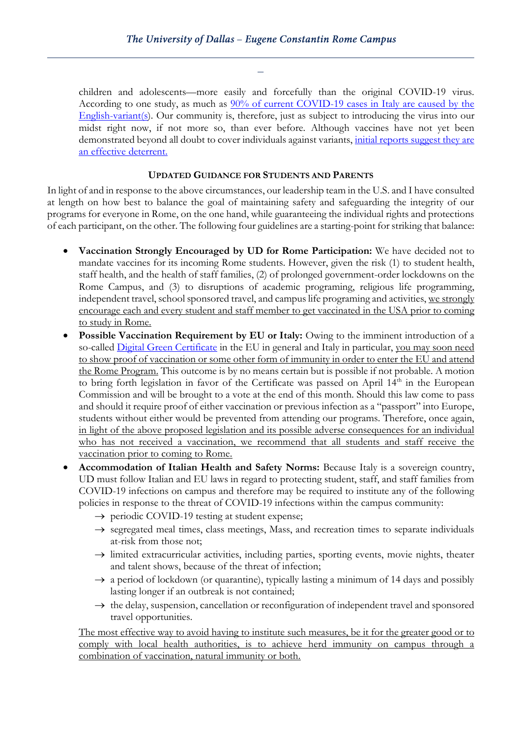children and adolescents—more easily and forcefully than the original COVID-19 virus. According to one study, as much as [90% of current COVID-19 cases in Italy are caused by the English-variant(s)](). Our community is, therefore, just as subject to introducing the virus into our midst right now, if not more so, than ever before. Although vaccines have not yet been demonstrated beyond all doubt to cover individuals against variants, [initial reports suggest they are an effective deterrent.]()

### UPDATED GUIDANCE FOR STUDENTS AND PARENTS

In light of and in response to the above circumstances, our leadership team in the U.S. and I have consulted at length on how best to balance the goal of maintaining safety and safeguarding the integrity of our programs for everyone in Rome, on the one hand, while guaranteeing the individual rights and protections of each participant, on the other. The following four guidelines are a starting-point for striking that balance:

- **Vaccination Strongly Encouraged by UD for Rome Participation:** We have decided not to mandate vaccines for its incoming Rome students. However, given the risk (1) to student health, staff health, and the health of staff families, (2) of prolonged government-order lockdowns on the Rome Campus, and (3) to disruptions of academic programing, religious life programming, independent travel, school sponsored travel, and campus life programing and activities, <u>we strongly encourage each and every student and staff member to get vaccinated in the USA prior to coming to study in Rome.</u>
- **Possible Vaccination Requirement by EU or Italy:** Owing to the imminent introduction of a so-called [Digital Green Certificate]() in the EU in general and Italy in particular, <u>you may soon need to show proof of vaccination or some other form of immunity in order to enter the EU and attend the Rome Program.</u> This outcome is by no means certain but is possible if not probable. A motion to bring forth legislation in favor of the Certificate was passed on April 14th in the European Commission and will be brought to a vote at the end of this month. Should this law come to pass and should it require proof of either vaccination or previous infection as a "passport" into Europe, students without either would be prevented from attending our programs. Therefore, once again, <u>in light of the above proposed legislation and its possible adverse consequences for an individual who has not received a vaccination, we recommend that all students and staff receive the vaccination prior to coming to Rome.</u>
- **Accommodation of Italian Health and Safety Norms:** Because Italy is a sovereign country, UD must follow Italian and EU laws in regard to protecting student, staff, and staff families from COVID-19 infections on campus and therefore may be required to institute any of the following policies in response to the threat of COVID-19 infections within the campus community:
  - → periodic COVID-19 testing at student expense;
  - → segregated meal times, class meetings, Mass, and recreation times to separate individuals at-risk from those not;
  - → limited extracurricular activities, including parties, sporting events, movie nights, theater and talent shows, because of the threat of infection;
  - → a period of lockdown (or quarantine), typically lasting a minimum of 14 days and possibly lasting longer if an outbreak is not contained;
  - → the delay, suspension, cancellation or reconfiguration of independent travel and sponsored travel opportunities.

  <u>The most effective way to avoid having to institute such measures, be it for the greater good or to comply with local health authorities, is to achieve herd immunity on campus through a combination of vaccination, natural immunity or both.</u>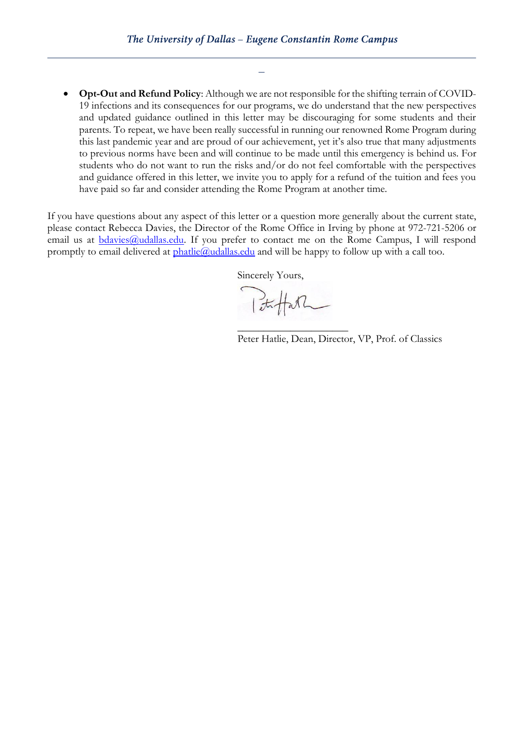- **Opt-Out and Refund Policy**: Although we are not responsible for the shifting terrain of COVID-19 infections and its consequences for our programs, we do understand that the new perspectives and updated guidance outlined in this letter may be discouraging for some students and their parents. To repeat, we have been really successful in running our renowned Rome Program during this last pandemic year and are proud of our achievement, yet it's also true that many adjustments to previous norms have been and will continue to be made until this emergency is behind us. For students who do not want to run the risks and/or do not feel comfortable with the perspectives and guidance offered in this letter, we invite you to apply for a refund of the tuition and fees you have paid so far and consider attending the Rome Program at another time.

If you have questions about any aspect of this letter or a question more generally about the current state, please contact Rebecca Davies, the Director of the Rome Office in Irving by phone at 972-721-5206 or email us at bdavies@udallas.edu. If you prefer to contact me on the Rome Campus, I will respond promptly to email delivered at phatlie@udallas.edu and will be happy to follow up with a call too.

Sincerely Yours,

\_\_\_\_\_\_\_\_\_\_\_\_\_\_\_\_\_\_\_\_\_\_

Peter Hatlie, Dean, Director, VP, Prof. of Classics